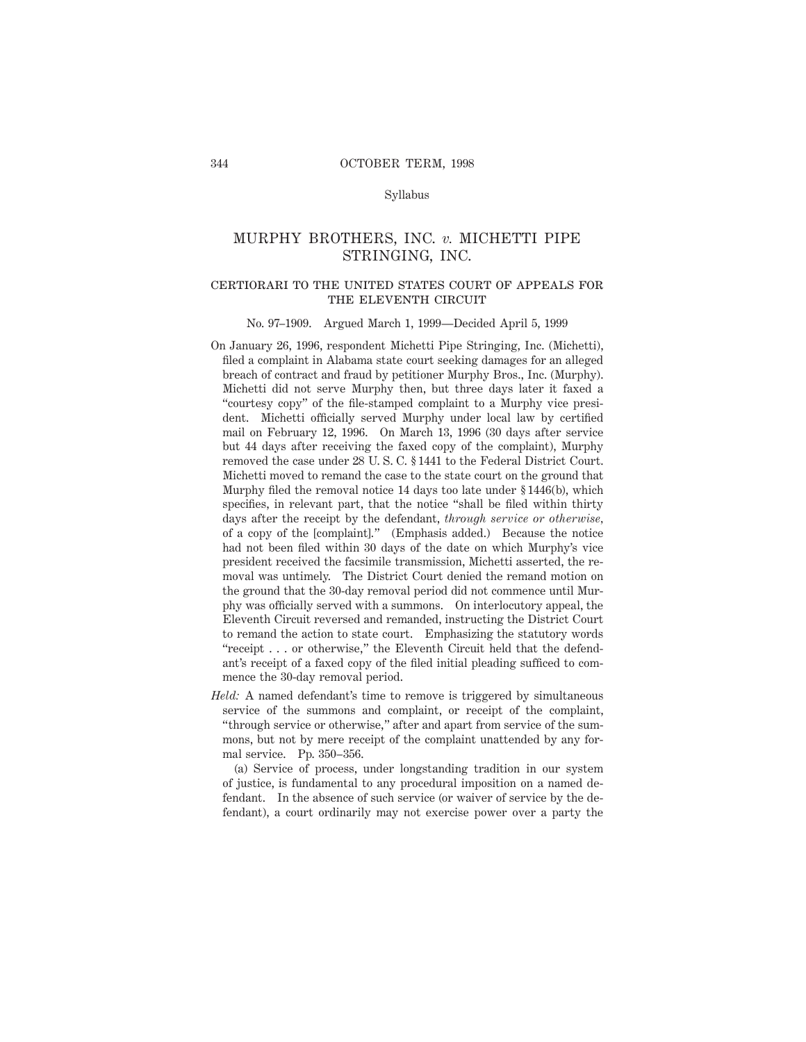Syllabus

# MURPHY BROTHERS, INC. *v.* MICHETTI PIPE STRINGING, INC.

## CERTIORARI TO THE UNITED STATES COURT OF APPEALS FOR THE ELEVENTH CIRCUIT

No. 97–1909. Argued March 1, 1999—Decided April 5, 1999

On January 26, 1996, respondent Michetti Pipe Stringing, Inc. (Michetti), filed a complaint in Alabama state court seeking damages for an alleged breach of contract and fraud by petitioner Murphy Bros., Inc. (Murphy). Michetti did not serve Murphy then, but three days later it faxed a "courtesy copy" of the file-stamped complaint to a Murphy vice president. Michetti officially served Murphy under local law by certified mail on February 12, 1996. On March 13, 1996 (30 days after service but 44 days after receiving the faxed copy of the complaint), Murphy removed the case under 28 U. S. C. § 1441 to the Federal District Court. Michetti moved to remand the case to the state court on the ground that Murphy filed the removal notice 14 days too late under § 1446(b), which specifies, in relevant part, that the notice "shall be filed within thirty days after the receipt by the defendant, *through service or otherwise,* of a copy of the [complaint]." (Emphasis added.) Because the notice had not been filed within 30 days of the date on which Murphy's vice president received the facsimile transmission, Michetti asserted, the removal was untimely. The District Court denied the remand motion on the ground that the 30-day removal period did not commence until Murphy was officially served with a summons. On interlocutory appeal, the Eleventh Circuit reversed and remanded, instructing the District Court to remand the action to state court. Emphasizing the statutory words "receipt . . . or otherwise," the Eleventh Circuit held that the defendant's receipt of a faxed copy of the filed initial pleading sufficed to commence the 30-day removal period.

*Held:* A named defendant's time to remove is triggered by simultaneous service of the summons and complaint, or receipt of the complaint, "through service or otherwise," after and apart from service of the summons, but not by mere receipt of the complaint unattended by any formal service. Pp. 350–356.

(a) Service of process, under longstanding tradition in our system of justice, is fundamental to any procedural imposition on a named defendant. In the absence of such service (or waiver of service by the defendant), a court ordinarily may not exercise power over a party the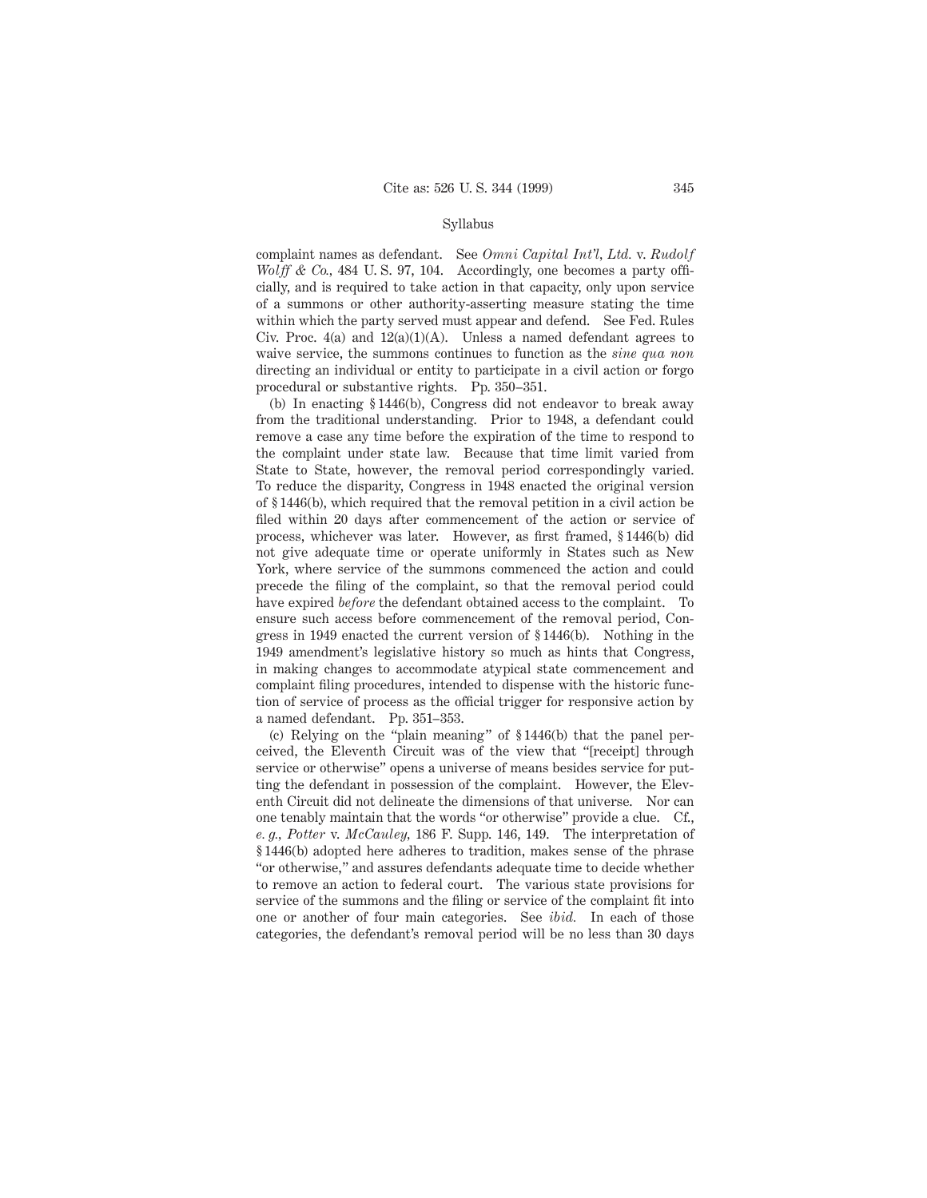complaint names as defendant. See *Omni Capital Int'l, Ltd.* v. *Rudolf Wolff & Co.,* 484 U. S. 97, 104. Accordingly, one becomes a party officially, and is required to take action in that capacity, only upon service of a summons or other authority-asserting measure stating the time within which the party served must appear and defend. See Fed. Rules Civ. Proc. 4(a) and 12(a)(1)(A). Unless a named defendant agrees to waive service, the summons continues to function as the *sine qua non* directing an individual or entity to participate in a civil action or forgo procedural or substantive rights. Pp. 350–351.

(b) In enacting § 1446(b), Congress did not endeavor to break away from the traditional understanding. Prior to 1948, a defendant could remove a case any time before the expiration of the time to respond to the complaint under state law. Because that time limit varied from State to State, however, the removal period correspondingly varied. To reduce the disparity, Congress in 1948 enacted the original version of § 1446(b), which required that the removal petition in a civil action be filed within 20 days after commencement of the action or service of process, whichever was later. However, as first framed, § 1446(b) did not give adequate time or operate uniformly in States such as New York, where service of the summons commenced the action and could precede the filing of the complaint, so that the removal period could have expired *before* the defendant obtained access to the complaint. To ensure such access before commencement of the removal period, Congress in 1949 enacted the current version of § 1446(b). Nothing in the 1949 amendment's legislative history so much as hints that Congress, in making changes to accommodate atypical state commencement and complaint filing procedures, intended to dispense with the historic function of service of process as the official trigger for responsive action by a named defendant. Pp. 351–353.

(c) Relying on the "plain meaning" of § 1446(b) that the panel perceived, the Eleventh Circuit was of the view that "[receipt] through service or otherwise" opens a universe of means besides service for putting the defendant in possession of the complaint. However, the Eleventh Circuit did not delineate the dimensions of that universe. Nor can one tenably maintain that the words "or otherwise" provide a clue. Cf., *e. g., Potter* v. *McCauley,* 186 F. Supp. 146, 149. The interpretation of § 1446(b) adopted here adheres to tradition, makes sense of the phrase "or otherwise," and assures defendants adequate time to decide whether to remove an action to federal court. The various state provisions for service of the summons and the filing or service of the complaint fit into one or another of four main categories. See *ibid.* In each of those categories, the defendant's removal period will be no less than 30 days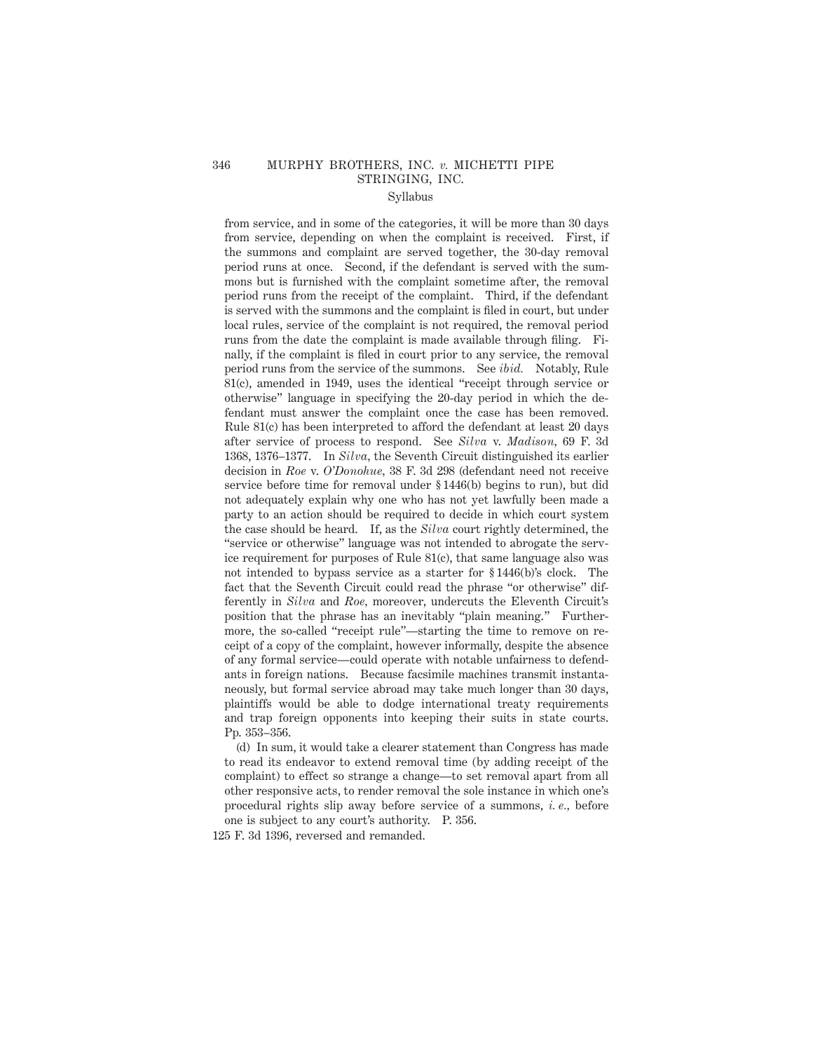from service, and in some of the categories, it will be more than 30 days from service, depending on when the complaint is received. First, if the summons and complaint are served together, the 30-day removal period runs at once. Second, if the defendant is served with the summons but is furnished with the complaint sometime after, the removal period runs from the receipt of the complaint. Third, if the defendant is served with the summons and the complaint is filed in court, but under local rules, service of the complaint is not required, the removal period runs from the date the complaint is made available through filing. Finally, if the complaint is filed in court prior to any service, the removal period runs from the service of the summons. See *ibid.* Notably, Rule 81(c), amended in 1949, uses the identical "receipt through service or otherwise" language in specifying the 20-day period in which the defendant must answer the complaint once the case has been removed. Rule 81(c) has been interpreted to afford the defendant at least 20 days after service of process to respond. See *Silva* v. *Madison,* 69 F. 3d 1368, 1376–1377. In *Silva,* the Seventh Circuit distinguished its earlier decision in *Roe* v. *O'Donohue,* 38 F. 3d 298 (defendant need not receive service before time for removal under § 1446(b) begins to run), but did not adequately explain why one who has not yet lawfully been made a party to an action should be required to decide in which court system the case should be heard. If, as the *Silva* court rightly determined, the "service or otherwise" language was not intended to abrogate the service requirement for purposes of Rule 81(c), that same language also was not intended to bypass service as a starter for § 1446(b)'s clock. The fact that the Seventh Circuit could read the phrase "or otherwise" differently in *Silva* and *Roe,* moreover, undercuts the Eleventh Circuit's position that the phrase has an inevitably "plain meaning." Furthermore, the so-called "receipt rule"—starting the time to remove on receipt of a copy of the complaint, however informally, despite the absence of any formal service—could operate with notable unfairness to defendants in foreign nations. Because facsimile machines transmit instantaneously, but formal service abroad may take much longer than 30 days, plaintiffs would be able to dodge international treaty requirements and trap foreign opponents into keeping their suits in state courts. Pp. 353–356.

(d) In sum, it would take a clearer statement than Congress has made to read its endeavor to extend removal time (by adding receipt of the complaint) to effect so strange a change—to set removal apart from all other responsive acts, to render removal the sole instance in which one's procedural rights slip away before service of a summons, *i. e.,* before one is subject to any court's authority. P. 356.

125 F. 3d 1396, reversed and remanded.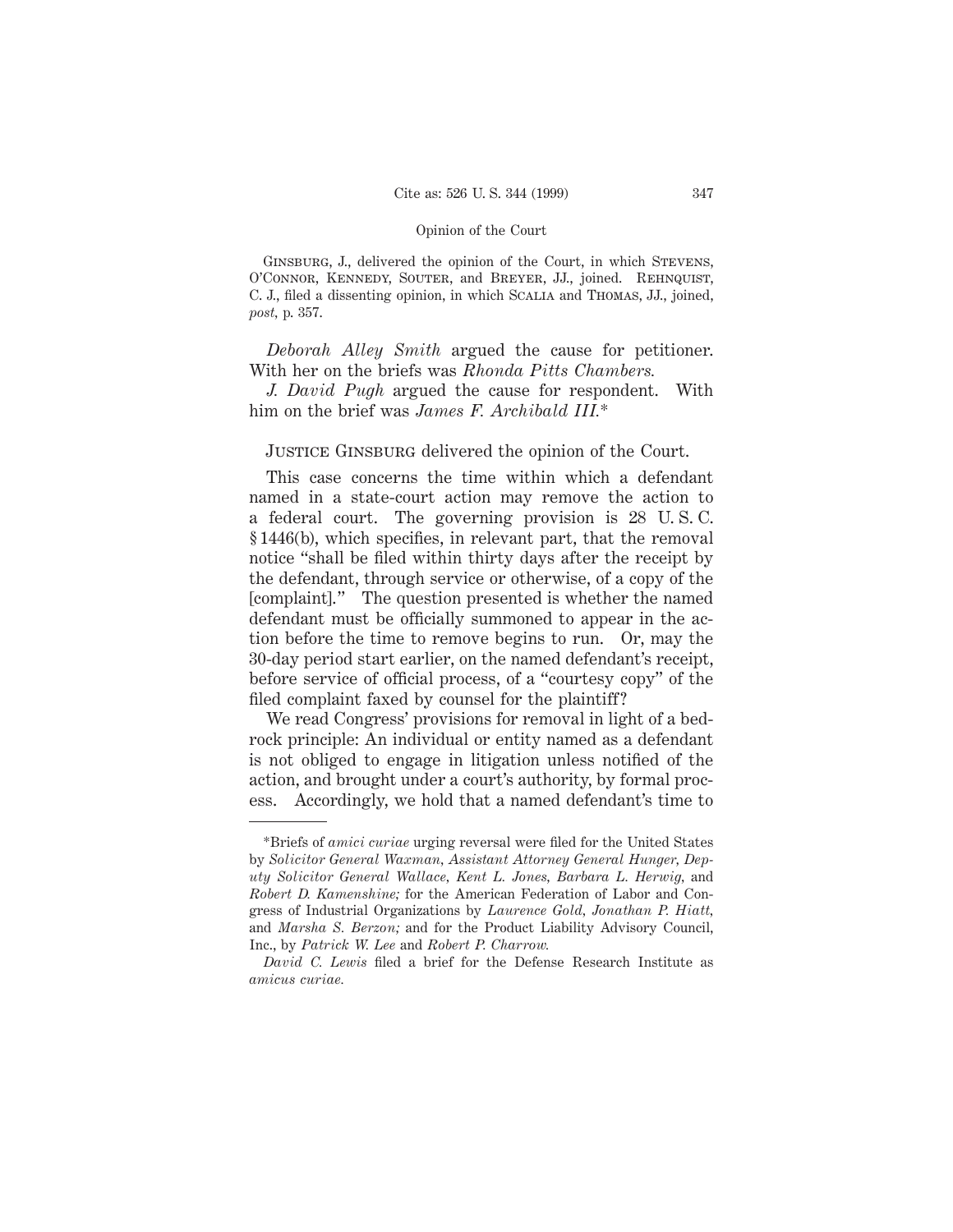GINSBURG, J., delivered the opinion of the Court, in which STEVENS, O'CONNOR, KENNEDY, SOUTER, and BREYER, JJ., joined. REHNQUIST, C. J., filed a dissenting opinion, in which SCALIA and THOMAS, JJ., joined, *post*, p. 357.

*Deborah Alley Smith* argued the cause for petitioner. With her on the briefs was *Rhonda Pitts Chambers.*

*J. David Pugh* argued the cause for respondent. With him on the brief was *James F. Archibald III.**

JUSTICE GINSBURG delivered the opinion of the Court.

This case concerns the time within which a defendant named in a state-court action may remove the action to a federal court. The governing provision is 28 U. S. C. § 1446(b), which specifies, in relevant part, that the removal notice "shall be filed within thirty days after the receipt by the defendant, through service or otherwise, of a copy of the [complaint]." The question presented is whether the named defendant must be officially summoned to appear in the action before the time to remove begins to run. Or, may the 30-day period start earlier, on the named defendant's receipt, before service of official process, of a "courtesy copy" of the filed complaint faxed by counsel for the plaintiff?

We read Congress' provisions for removal in light of a bedrock principle: An individual or entity named as a defendant is not obliged to engage in litigation unless notified of the action, and brought under a court's authority, by formal process. Accordingly, we hold that a named defendant's time to

---

*Briefs of *amici curiae* urging reversal were filed for the United States by *Solicitor General Waxman, Assistant Attorney General Hunger, Deputy Solicitor General Wallace, Kent L. Jones, Barbara L. Herwig,* and *Robert D. Kamenshine;* for the American Federation of Labor and Congress of Industrial Organizations by *Laurence Gold, Jonathan P. Hiatt,* and *Marsha S. Berzon;* and for the Product Liability Advisory Council, Inc., by *Patrick W. Lee* and *Robert P. Charrow.*

*David C. Lewis* filed a brief for the Defense Research Institute as *amicus curiae.*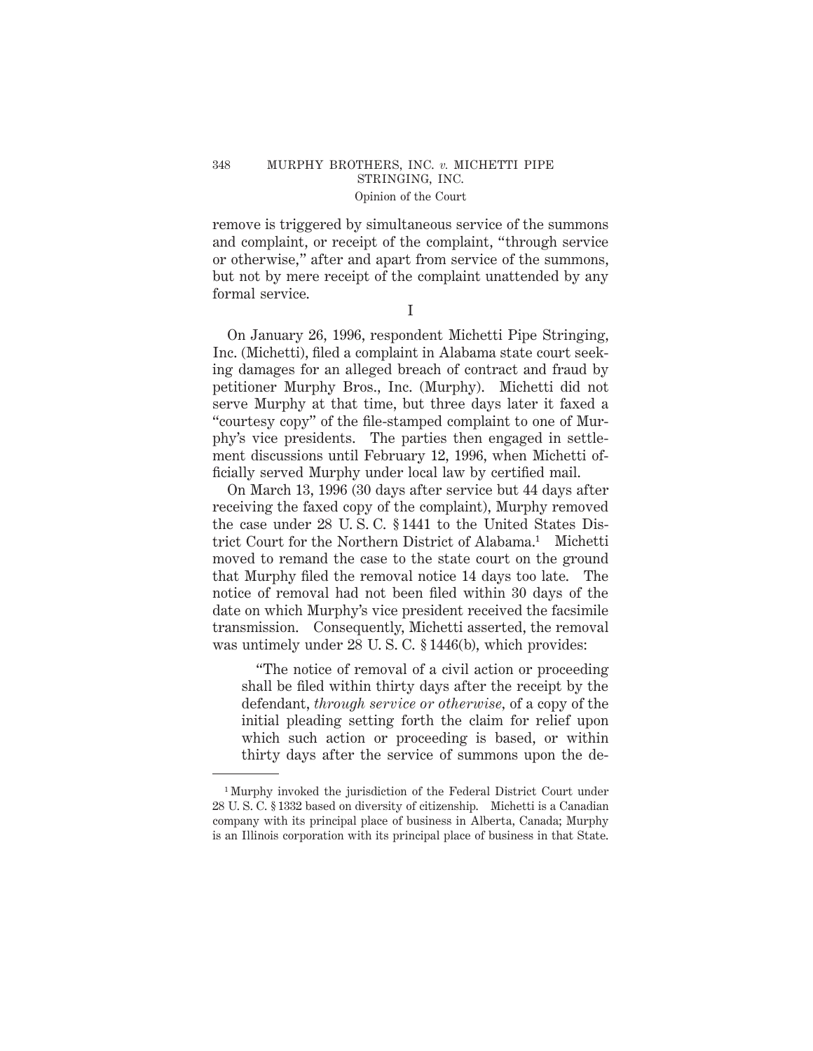remove is triggered by simultaneous service of the summons and complaint, or receipt of the complaint, "through service or otherwise," after and apart from service of the summons, but not by mere receipt of the complaint unattended by any formal service.

I

On January 26, 1996, respondent Michetti Pipe Stringing, Inc. (Michetti), filed a complaint in Alabama state court seeking damages for an alleged breach of contract and fraud by petitioner Murphy Bros., Inc. (Murphy). Michetti did not serve Murphy at that time, but three days later it faxed a "courtesy copy" of the file-stamped complaint to one of Murphy's vice presidents. The parties then engaged in settlement discussions until February 12, 1996, when Michetti officially served Murphy under local law by certified mail.

On March 13, 1996 (30 days after service but 44 days after receiving the faxed copy of the complaint), Murphy removed the case under 28 U. S. C. § 1441 to the United States District Court for the Northern District of Alabama.[1] Michetti moved to remand the case to the state court on the ground that Murphy filed the removal notice 14 days too late. The notice of removal had not been filed within 30 days of the date on which Murphy's vice president received the facsimile transmission. Consequently, Michetti asserted, the removal was untimely under 28 U. S. C. § 1446(b), which provides:

> "The notice of removal of a civil action or proceeding shall be filed within thirty days after the receipt by the defendant, *through service or otherwise,* of a copy of the initial pleading setting forth the claim for relief upon which such action or proceeding is based, or within thirty days after the service of summons upon the de-

[1] Murphy invoked the jurisdiction of the Federal District Court under 28 U. S. C. § 1332 based on diversity of citizenship. Michetti is a Canadian company with its principal place of business in Alberta, Canada; Murphy is an Illinois corporation with its principal place of business in that State.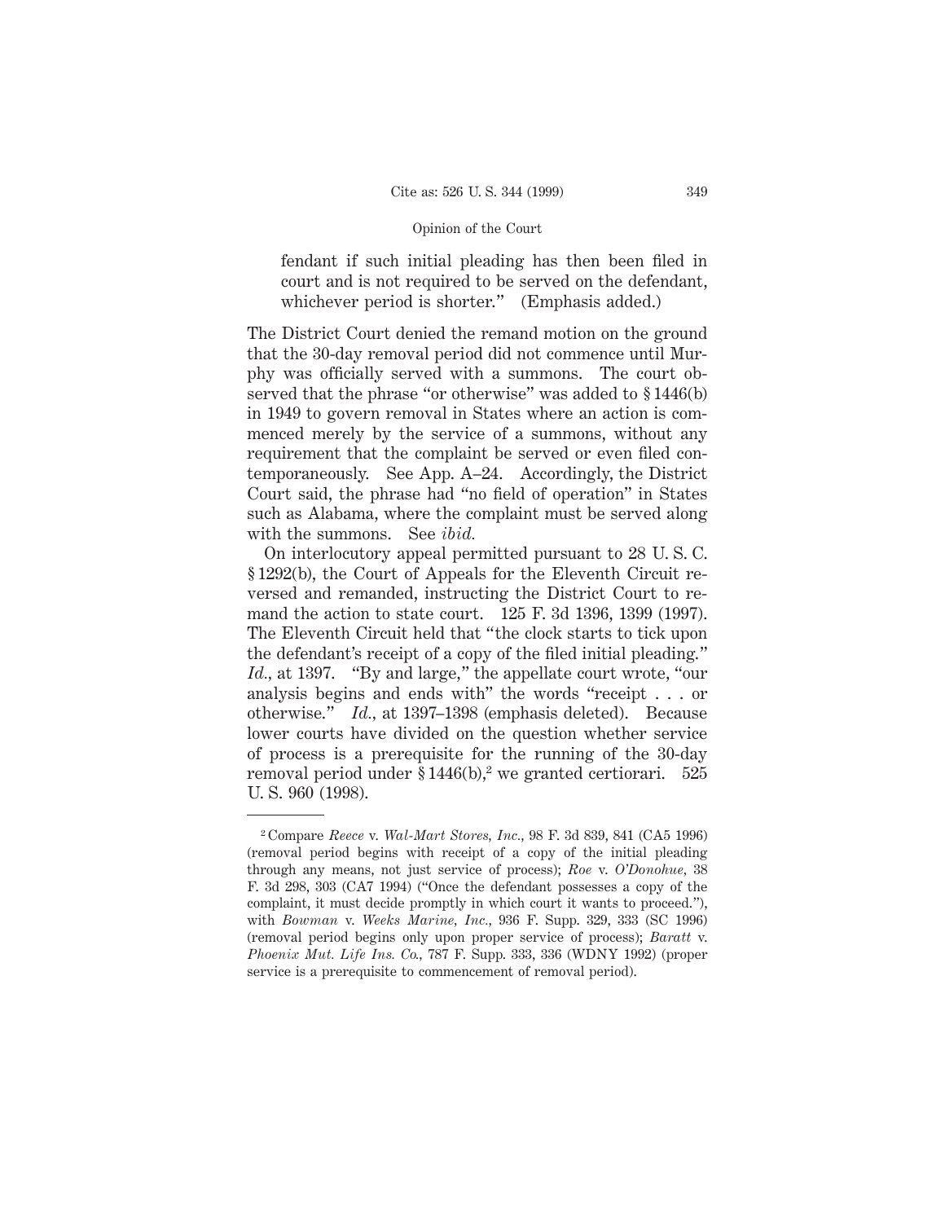> fendant if such initial pleading has then been filed in court and is not required to be served on the defendant, whichever period is shorter." (Emphasis added.)

The District Court denied the remand motion on the ground that the 30-day removal period did not commence until Murphy was officially served with a summons. The court observed that the phrase "or otherwise" was added to § 1446(b) in 1949 to govern removal in States where an action is commenced merely by the service of a summons, without any requirement that the complaint be served or even filed contemporaneously. See App. A–24. Accordingly, the District Court said, the phrase had "no field of operation" in States such as Alabama, where the complaint must be served along with the summons. See *ibid.*

On interlocutory appeal permitted pursuant to 28 U. S. C. § 1292(b), the Court of Appeals for the Eleventh Circuit reversed and remanded, instructing the District Court to remand the action to state court. 125 F. 3d 1396, 1399 (1997). The Eleventh Circuit held that "the clock starts to tick upon the defendant's receipt of a copy of the filed initial pleading." *Id.*, at 1397. "By and large," the appellate court wrote, "our analysis begins and ends with" the words "receipt . . . or otherwise." *Id.*, at 1397–1398 (emphasis deleted). Because lower courts have divided on the question whether service of process is a prerequisite for the running of the 30-day removal period under § 1446(b),[2] we granted certiorari. 525 U. S. 960 (1998).

---

[2] Compare *Reece* v. *Wal-Mart Stores, Inc.*, 98 F. 3d 839, 841 (CA5 1996) (removal period begins with receipt of a copy of the initial pleading through any means, not just service of process); *Roe* v. *O'Donohue*, 38 F. 3d 298, 303 (CA7 1994) ("Once the defendant possesses a copy of the complaint, it must decide promptly in which court it wants to proceed."), with *Bowman* v. *Weeks Marine, Inc.*, 936 F. Supp. 329, 333 (SC 1996) (removal period begins only upon proper service of process); *Baratt* v. *Phoenix Mut. Life Ins. Co.*, 787 F. Supp. 333, 336 (WDNY 1992) (proper service is a prerequisite to commencement of removal period).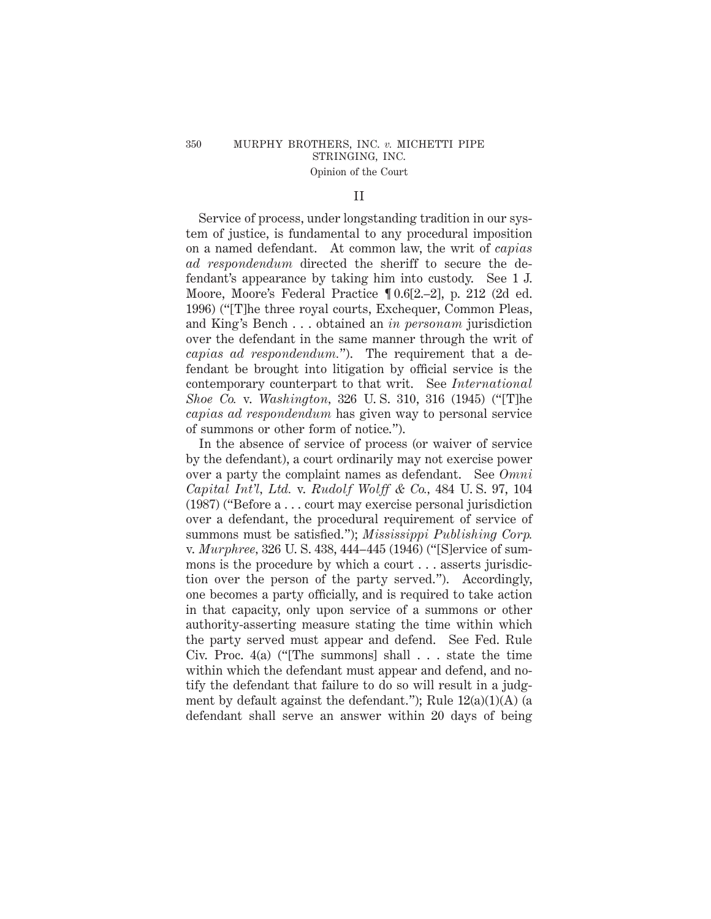## II

Service of process, under longstanding tradition in our system of justice, is fundamental to any procedural imposition on a named defendant. At common law, the writ of *capias ad respondendum* directed the sheriff to secure the defendant's appearance by taking him into custody. See 1 J. Moore, Moore's Federal Practice ¶ 0.6[2.–2], p. 212 (2d ed. 1996) ("[T]he three royal courts, Exchequer, Common Pleas, and King's Bench . . . obtained an *in personam* jurisdiction over the defendant in the same manner through the writ of *capias ad respondendum*."). The requirement that a defendant be brought into litigation by official service is the contemporary counterpart to that writ. See *International Shoe Co.* v. *Washington*, 326 U. S. 310, 316 (1945) ("[T]he *capias ad respondendum* has given way to personal service of summons or other form of notice.").

In the absence of service of process (or waiver of service by the defendant), a court ordinarily may not exercise power over a party the complaint names as defendant. See *Omni Capital Int'l, Ltd.* v. *Rudolf Wolff & Co.*, 484 U. S. 97, 104 (1987) ("Before a . . . court may exercise personal jurisdiction over a defendant, the procedural requirement of service of summons must be satisfied."); *Mississippi Publishing Corp.* v. *Murphree*, 326 U. S. 438, 444–445 (1946) ("[S]ervice of summons is the procedure by which a court . . . asserts jurisdiction over the person of the party served."). Accordingly, one becomes a party officially, and is required to take action in that capacity, only upon service of a summons or other authority-asserting measure stating the time within which the party served must appear and defend. See Fed. Rule Civ. Proc. 4(a) ("[The summons] shall . . . state the time within which the defendant must appear and defend, and notify the defendant that failure to do so will result in a judgment by default against the defendant."); Rule 12(a)(1)(A) (a defendant shall serve an answer within 20 days of being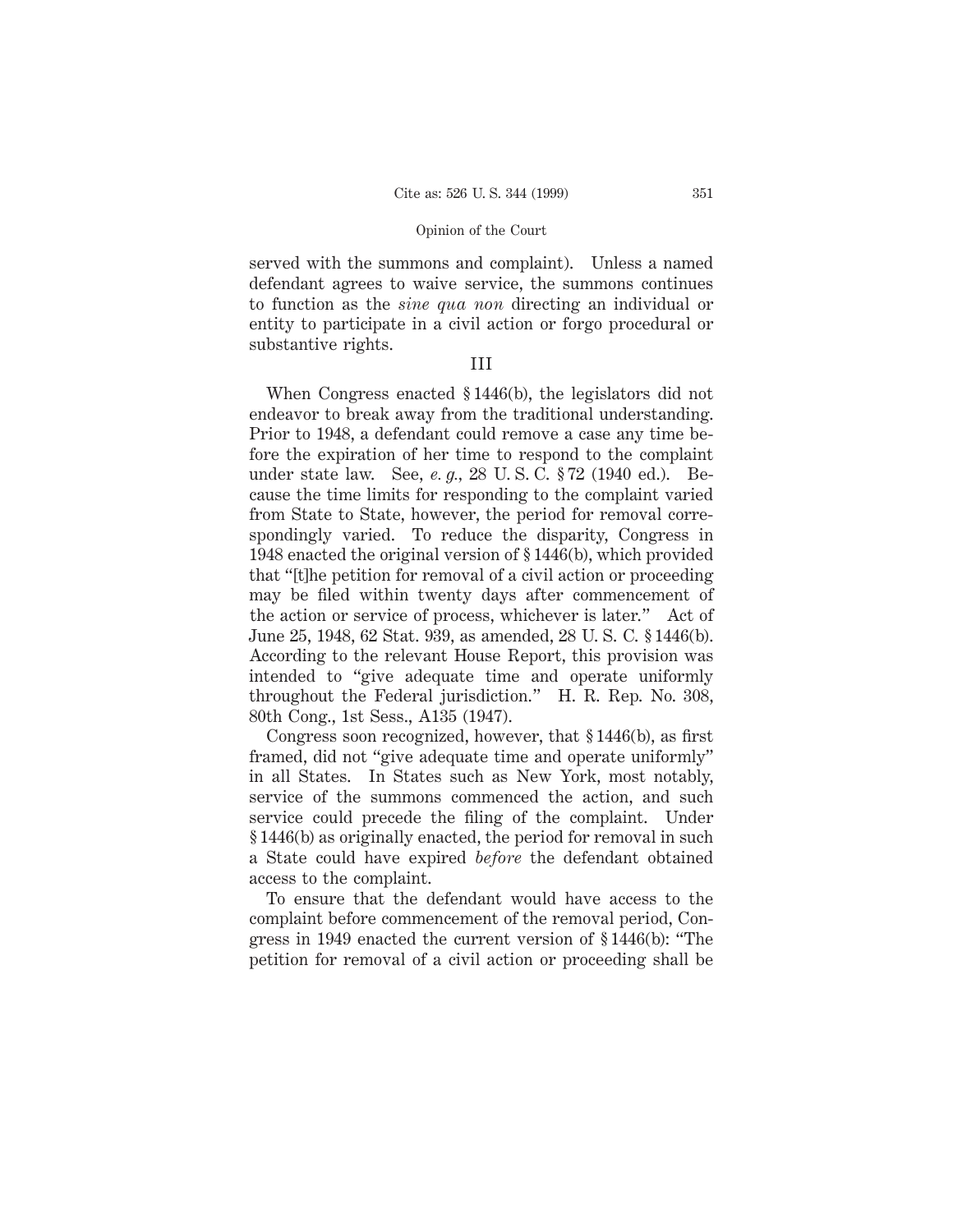served with the summons and complaint). Unless a named defendant agrees to waive service, the summons continues to function as the *sine qua non* directing an individual or entity to participate in a civil action or forgo procedural or substantive rights.

III

When Congress enacted § 1446(b), the legislators did not endeavor to break away from the traditional understanding. Prior to 1948, a defendant could remove a case any time before the expiration of her time to respond to the complaint under state law. See, *e. g.,* 28 U. S. C. § 72 (1940 ed.). Because the time limits for responding to the complaint varied from State to State, however, the period for removal correspondingly varied. To reduce the disparity, Congress in 1948 enacted the original version of § 1446(b), which provided that "[t]he petition for removal of a civil action or proceeding may be filed within twenty days after commencement of the action or service of process, whichever is later." Act of June 25, 1948, 62 Stat. 939, as amended, 28 U. S. C. § 1446(b). According to the relevant House Report, this provision was intended to "give adequate time and operate uniformly throughout the Federal jurisdiction." H. R. Rep. No. 308, 80th Cong., 1st Sess., A135 (1947).

Congress soon recognized, however, that § 1446(b), as first framed, did not "give adequate time and operate uniformly" in all States. In States such as New York, most notably, service of the summons commenced the action, and such service could precede the filing of the complaint. Under § 1446(b) as originally enacted, the period for removal in such a State could have expired *before* the defendant obtained access to the complaint.

To ensure that the defendant would have access to the complaint before commencement of the removal period, Congress in 1949 enacted the current version of § 1446(b): "The petition for removal of a civil action or proceeding shall be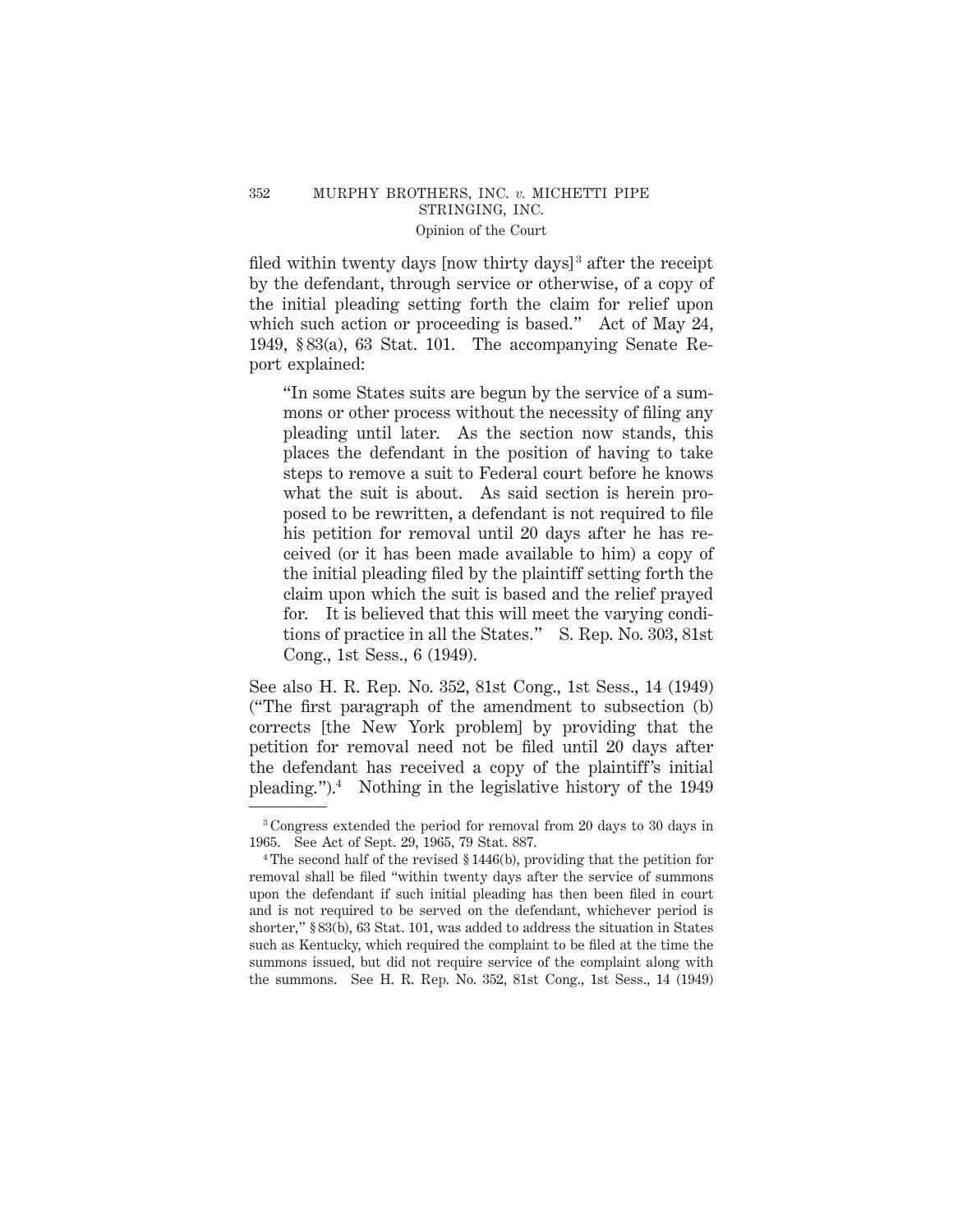filed within twenty days [now thirty days][3] after the receipt by the defendant, through service or otherwise, of a copy of the initial pleading setting forth the claim for relief upon which such action or proceeding is based." Act of May 24, 1949, § 83(a), 63 Stat. 101. The accompanying Senate Report explained:

> "In some States suits are begun by the service of a summons or other process without the necessity of filing any pleading until later. As the section now stands, this places the defendant in the position of having to take steps to remove a suit to Federal court before he knows what the suit is about. As said section is herein proposed to be rewritten, a defendant is not required to file his petition for removal until 20 days after he has received (or it has been made available to him) a copy of the initial pleading filed by the plaintiff setting forth the claim upon which the suit is based and the relief prayed for. It is believed that this will meet the varying conditions of practice in all the States." S. Rep. No. 303, 81st Cong., 1st Sess., 6 (1949).

See also H. R. Rep. No. 352, 81st Cong., 1st Sess., 14 (1949) ("The first paragraph of the amendment to subsection (b) corrects [the New York problem] by providing that the petition for removal need not be filed until 20 days after the defendant has received a copy of the plaintiff's initial pleading.").[4] Nothing in the legislative history of the 1949

---

[3] Congress extended the period for removal from 20 days to 30 days in 1965. See Act of Sept. 29, 1965, 79 Stat. 887.

[4] The second half of the revised § 1446(b), providing that the petition for removal shall be filed "within twenty days after the service of summons upon the defendant if such initial pleading has then been filed in court and is not required to be served on the defendant, whichever period is shorter," § 83(b), 63 Stat. 101, was added to address the situation in States such as Kentucky, which required the complaint to be filed at the time the summons issued, but did not require service of the complaint along with the summons. See H. R. Rep. No. 352, 81st Cong., 1st Sess., 14 (1949)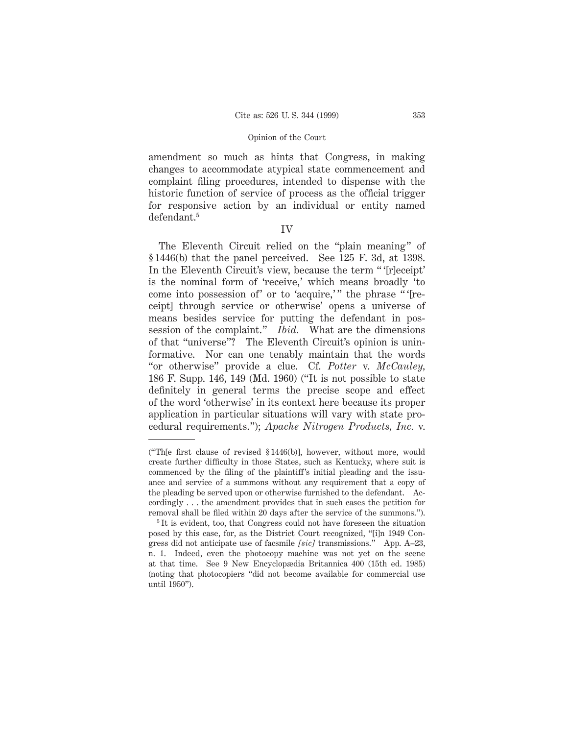amendment so much as hints that Congress, in making changes to accommodate atypical state commencement and complaint filing procedures, intended to dispense with the historic function of service of process as the official trigger for responsive action by an individual or entity named defendant.[5]

## IV

The Eleventh Circuit relied on the "plain meaning" of § 1446(b) that the panel perceived. See 125 F. 3d, at 1398. In the Eleventh Circuit's view, because the term " '[r]eceipt' is the nominal form of 'receive,' which means broadly 'to come into possession of' or to 'acquire,' " the phrase " '[receipt] through service or otherwise' opens a universe of means besides service for putting the defendant in possession of the complaint." *Ibid.* What are the dimensions of that "universe"? The Eleventh Circuit's opinion is uninformative. Nor can one tenably maintain that the words "or otherwise" provide a clue. Cf. *Potter* v. *McCauley*, 186 F. Supp. 146, 149 (Md. 1960) ("It is not possible to state definitely in general terms the precise scope and effect of the word 'otherwise' in its context here because its proper application in particular situations will vary with state procedural requirements."); *Apache Nitrogen Products, Inc.* v.

---

("Th[e first clause of revised § 1446(b)], however, without more, would create further difficulty in those States, such as Kentucky, where suit is commenced by the filing of the plaintiff's initial pleading and the issuance and service of a summons without any requirement that a copy of the pleading be served upon or otherwise furnished to the defendant. Accordingly . . . the amendment provides that in such cases the petition for removal shall be filed within 20 days after the service of the summons.").

[5] It is evident, too, that Congress could not have foreseen the situation posed by this case, for, as the District Court recognized, "[i]n 1949 Congress did not anticipate use of facsmile *[sic]* transmissions." App. A–23, n. 1. Indeed, even the photocopy machine was not yet on the scene at that time. See 9 New Encyclopædia Britannica 400 (15th ed. 1985) (noting that photocopiers "did not become available for commercial use until 1950").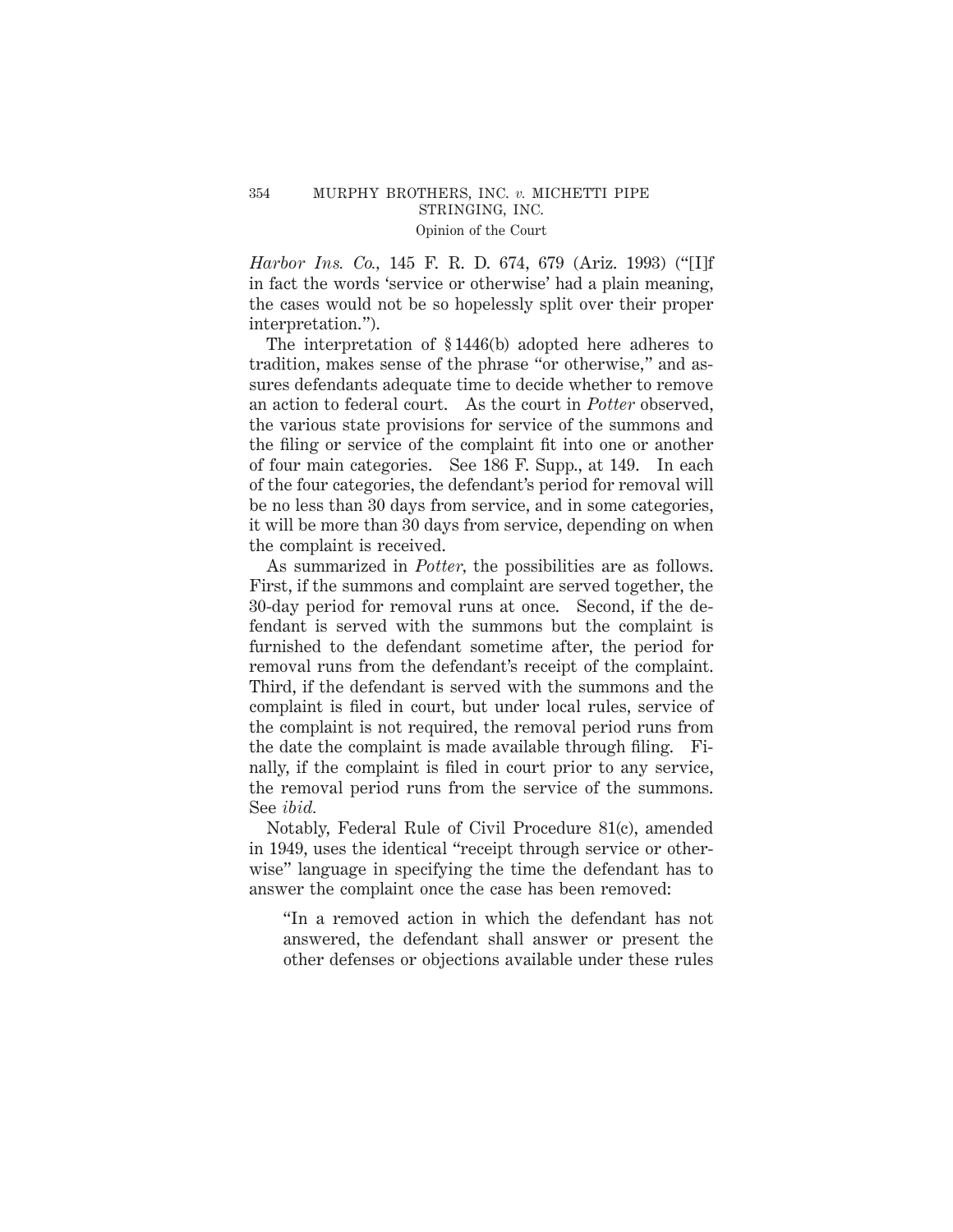*Harbor Ins. Co.*, 145 F. R. D. 674, 679 (Ariz. 1993) ("[I]f in fact the words 'service or otherwise' had a plain meaning, the cases would not be so hopelessly split over their proper interpretation.").

The interpretation of § 1446(b) adopted here adheres to tradition, makes sense of the phrase "or otherwise," and assures defendants adequate time to decide whether to remove an action to federal court. As the court in *Potter* observed, the various state provisions for service of the summons and the filing or service of the complaint fit into one or another of four main categories. See 186 F. Supp., at 149. In each of the four categories, the defendant's period for removal will be no less than 30 days from service, and in some categories, it will be more than 30 days from service, depending on when the complaint is received.

As summarized in *Potter*, the possibilities are as follows. First, if the summons and complaint are served together, the 30-day period for removal runs at once. Second, if the defendant is served with the summons but the complaint is furnished to the defendant sometime after, the period for removal runs from the defendant's receipt of the complaint. Third, if the defendant is served with the summons and the complaint is filed in court, but under local rules, service of the complaint is not required, the removal period runs from the date the complaint is made available through filing. Finally, if the complaint is filed in court prior to any service, the removal period runs from the service of the summons. See *ibid.*

Notably, Federal Rule of Civil Procedure 81(c), amended in 1949, uses the identical "receipt through service or otherwise" language in specifying the time the defendant has to answer the complaint once the case has been removed:

> "In a removed action in which the defendant has not answered, the defendant shall answer or present the other defenses or objections available under these rules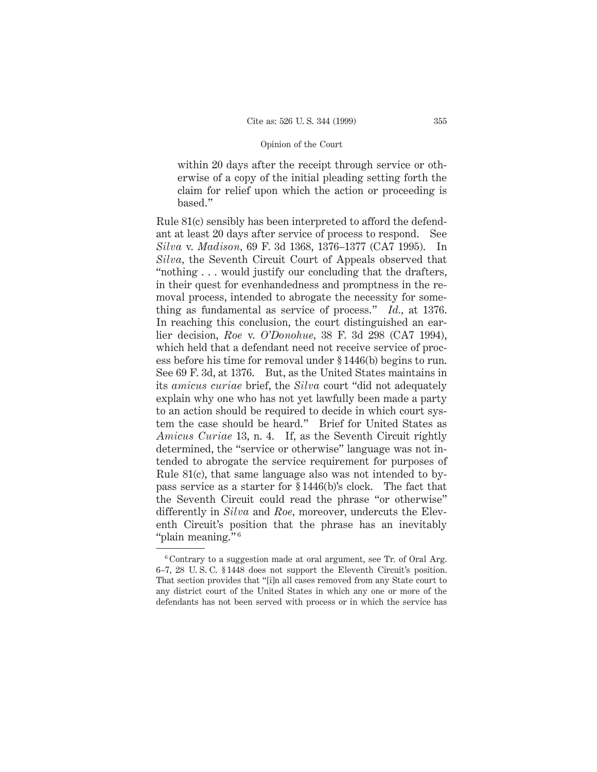> within 20 days after the receipt through service or otherwise of a copy of the initial pleading setting forth the claim for relief upon which the action or proceeding is based."

Rule 81(c) sensibly has been interpreted to afford the defendant at least 20 days after service of process to respond. See *Silva* v. *Madison*, 69 F. 3d 1368, 1376–1377 (CA7 1995). In *Silva*, the Seventh Circuit Court of Appeals observed that "nothing . . . would justify our concluding that the drafters, in their quest for evenhandedness and promptness in the removal process, intended to abrogate the necessity for something as fundamental as service of process." *Id.*, at 1376. In reaching this conclusion, the court distinguished an earlier decision, *Roe* v. *O'Donohue*, 38 F. 3d 298 (CA7 1994), which held that a defendant need not receive service of process before his time for removal under § 1446(b) begins to run. See 69 F. 3d, at 1376. But, as the United States maintains in its *amicus curiae* brief, the *Silva* court "did not adequately explain why one who has not yet lawfully been made a party to an action should be required to decide in which court system the case should be heard." Brief for United States as *Amicus Curiae* 13, n. 4. If, as the Seventh Circuit rightly determined, the "service or otherwise" language was not intended to abrogate the service requirement for purposes of Rule 81(c), that same language also was not intended to bypass service as a starter for § 1446(b)'s clock. The fact that the Seventh Circuit could read the phrase "or otherwise" differently in *Silva* and *Roe*, moreover, undercuts the Eleventh Circuit's position that the phrase has an inevitably "plain meaning."[6]

---

[6] Contrary to a suggestion made at oral argument, see Tr. of Oral Arg. 6–7, 28 U. S. C. § 1448 does not support the Eleventh Circuit's position. That section provides that "[i]n all cases removed from any State court to any district court of the United States in which any one or more of the defendants has not been served with process or in which the service has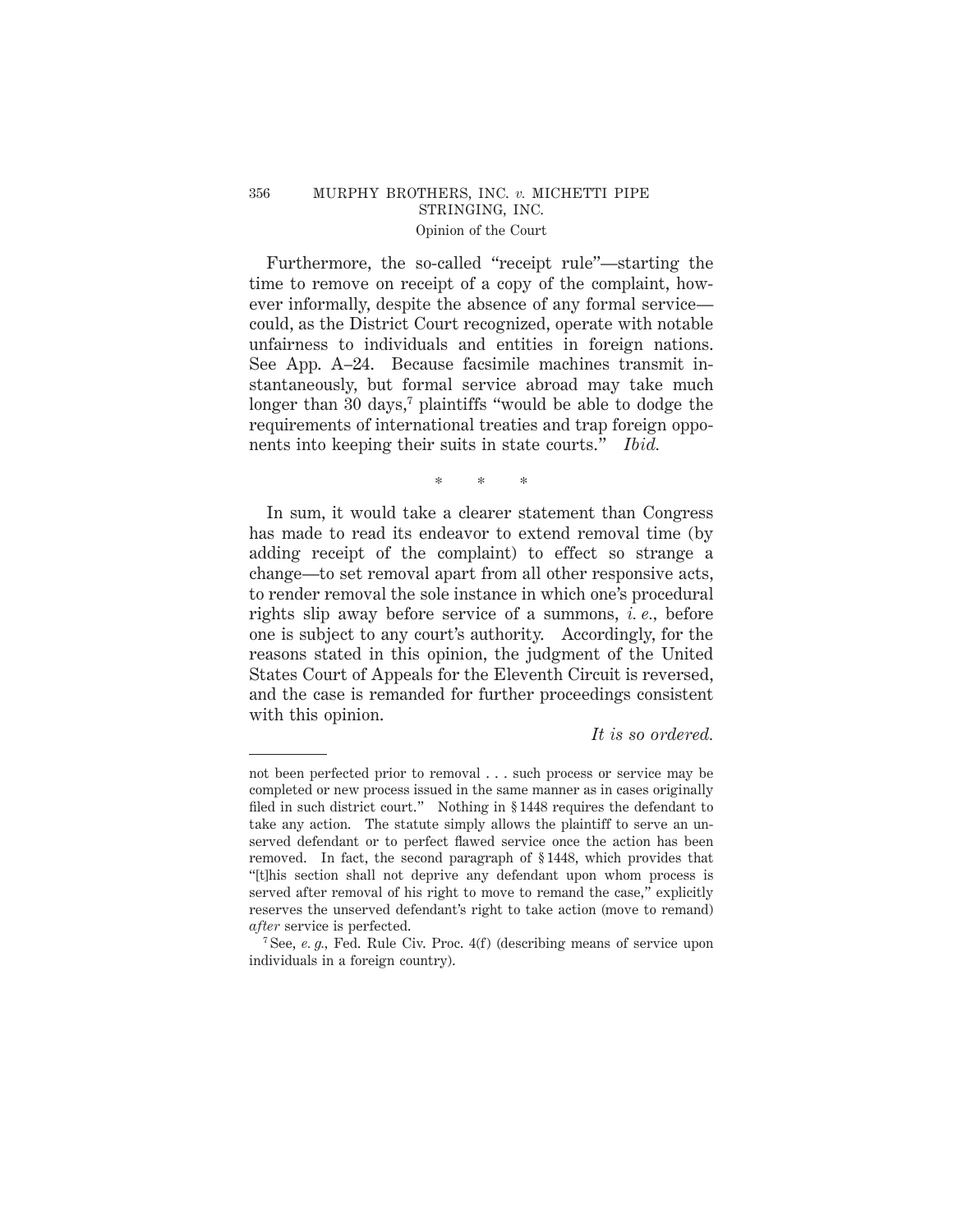Furthermore, the so-called "receipt rule"—starting the time to remove on receipt of a copy of the complaint, however informally, despite the absence of any formal service—could, as the District Court recognized, operate with notable unfairness to individuals and entities in foreign nations. See App. A–24. Because facsimile machines transmit instantaneously, but formal service abroad may take much longer than 30 days,[7] plaintiffs "would be able to dodge the requirements of international treaties and trap foreign opponents into keeping their suits in state courts." *Ibid.*

\* \* \*

In sum, it would take a clearer statement than Congress has made to read its endeavor to extend removal time (by adding receipt of the complaint) to effect so strange a change—to set removal apart from all other responsive acts, to render removal the sole instance in which one's procedural rights slip away before service of a summons, *i. e.*, before one is subject to any court's authority. Accordingly, for the reasons stated in this opinion, the judgment of the United States Court of Appeals for the Eleventh Circuit is reversed, and the case is remanded for further proceedings consistent with this opinion.

*It is so ordered.*

---

not been perfected prior to removal . . . such process or service may be completed or new process issued in the same manner as in cases originally filed in such district court." Nothing in § 1448 requires the defendant to take any action. The statute simply allows the plaintiff to serve an unserved defendant or to perfect flawed service once the action has been removed. In fact, the second paragraph of § 1448, which provides that "[t]his section shall not deprive any defendant upon whom process is served after removal of his right to move to remand the case," explicitly reserves the unserved defendant's right to take action (move to remand) *after* service is perfected.

[7] See, *e. g.*, Fed. Rule Civ. Proc. 4(f) (describing means of service upon individuals in a foreign country).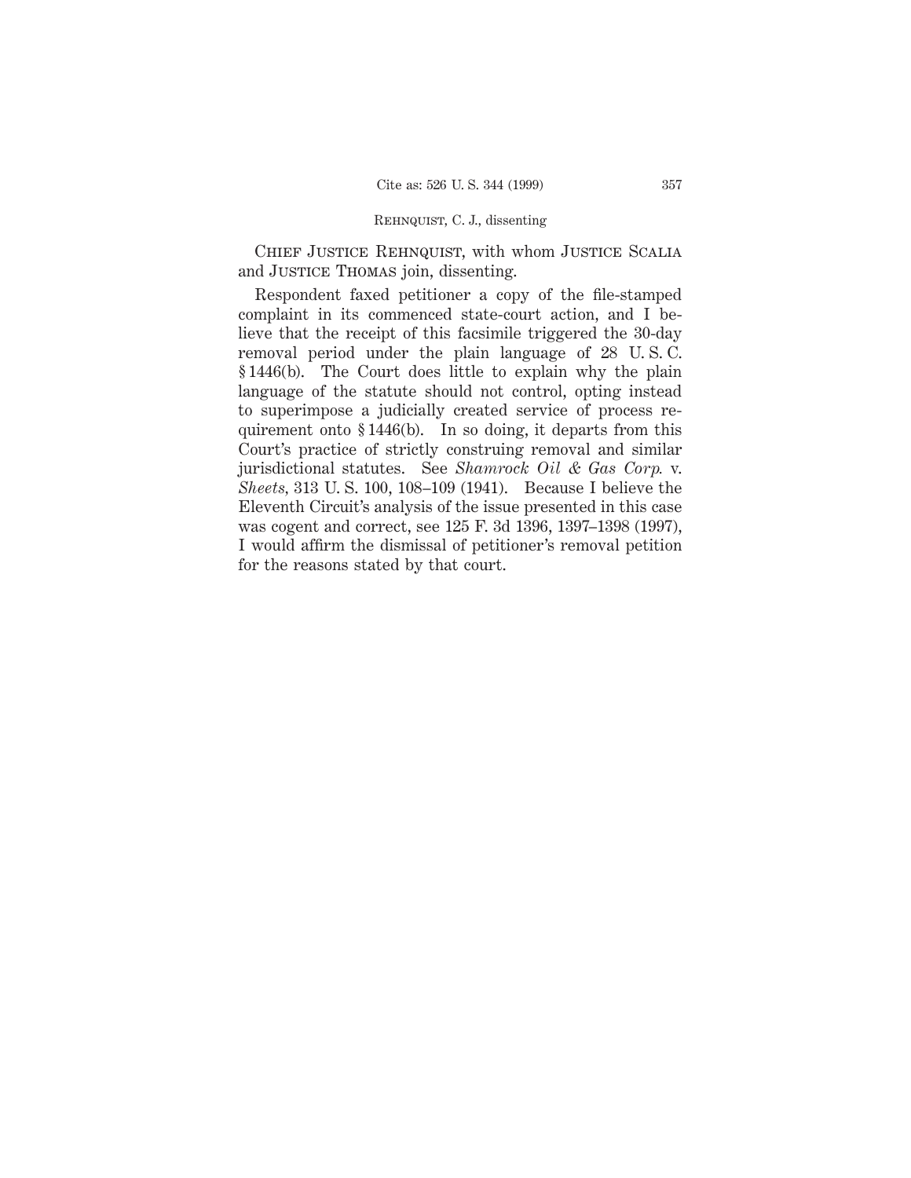Chief Justice Rehnquist, with whom Justice Scalia and Justice Thomas join, dissenting.

Respondent faxed petitioner a copy of the file-stamped complaint in its commenced state-court action, and I believe that the receipt of this facsimile triggered the 30-day removal period under the plain language of 28 U. S. C. § 1446(b). The Court does little to explain why the plain language of the statute should not control, opting instead to superimpose a judicially created service of process requirement onto § 1446(b). In so doing, it departs from this Court's practice of strictly construing removal and similar jurisdictional statutes. See *Shamrock Oil & Gas Corp.* v. *Sheets*, 313 U. S. 100, 108–109 (1941). Because I believe the Eleventh Circuit's analysis of the issue presented in this case was cogent and correct, see 125 F. 3d 1396, 1397–1398 (1997), I would affirm the dismissal of petitioner's removal petition for the reasons stated by that court.